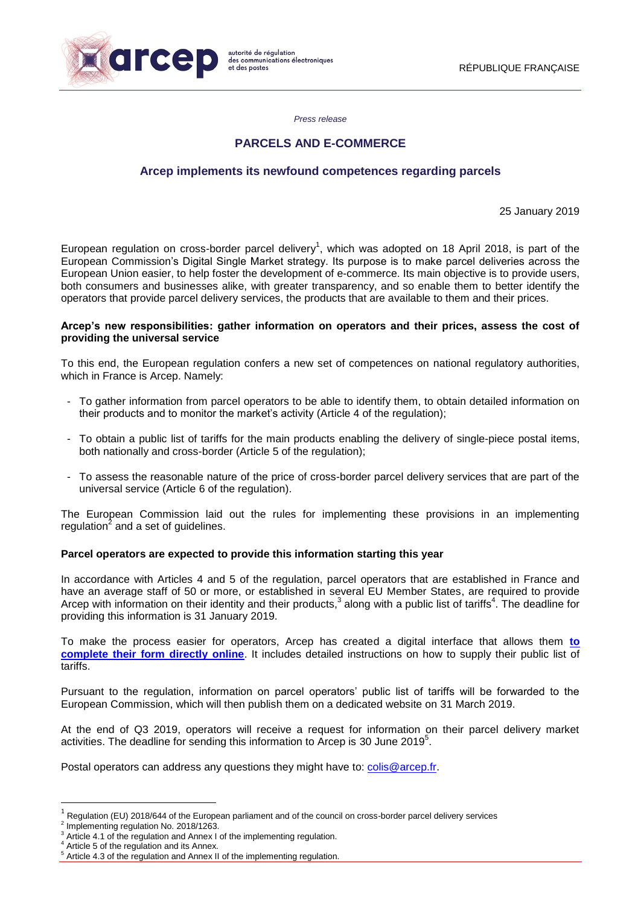autorité de régulation des communications électroniques et des postes

RÉPUBLIQUE FRANÇAISE

*Press release*

# PARCELS AND E-COMMERCE

## Arcep implements its newfound competences regarding parcels

25 January 2019

European regulation on cross-border parcel delivery[1], which was adopted on 18 April 2018, is part of the European Commission's Digital Single Market strategy. Its purpose is to make parcel deliveries across the European Union easier, to help foster the development of e-commerce. Its main objective is to provide users, both consumers and businesses alike, with greater transparency, and so enable them to better identify the operators that provide parcel delivery services, the products that are available to them and their prices.

**Arcep's new responsibilities: gather information on operators and their prices, assess the cost of providing the universal service**

To this end, the European regulation confers a new set of competences on national regulatory authorities, which in France is Arcep. Namely:

- To gather information from parcel operators to be able to identify them, to obtain detailed information on their products and to monitor the market's activity (Article 4 of the regulation);
- To obtain a public list of tariffs for the main products enabling the delivery of single-piece postal items, both nationally and cross-border (Article 5 of the regulation);
- To assess the reasonable nature of the price of cross-border parcel delivery services that are part of the universal service (Article 6 of the regulation).

The European Commission laid out the rules for implementing these provisions in an implementing regulation[2] and a set of guidelines.

**Parcel operators are expected to provide this information starting this year**

In accordance with Articles 4 and 5 of the regulation, parcel operators that are established in France and have an average staff of 50 or more, or established in several EU Member States, are required to provide Arcep with information on their identity and their products,[3] along with a public list of tariffs[4]. The deadline for providing this information is 31 January 2019.

To make the process easier for operators, Arcep has created a digital interface that allows them **to complete their form directly online**. It includes detailed instructions on how to supply their public list of tariffs.

Pursuant to the regulation, information on parcel operators' public list of tariffs will be forwarded to the European Commission, which will then publish them on a dedicated website on 31 March 2019.

At the end of Q3 2019, operators will receive a request for information on their parcel delivery market activities. The deadline for sending this information to Arcep is 30 June 2019[5].

Postal operators can address any questions they might have to: colis@arcep.fr.

---

[1] Regulation (EU) 2018/644 of the European parliament and of the council on cross-border parcel delivery services

[2] Implementing regulation No. 2018/1263.

[3] Article 4.1 of the regulation and Annex I of the implementing regulation.

[4] Article 5 of the regulation and its Annex.

[5] Article 4.3 of the regulation and Annex II of the implementing regulation.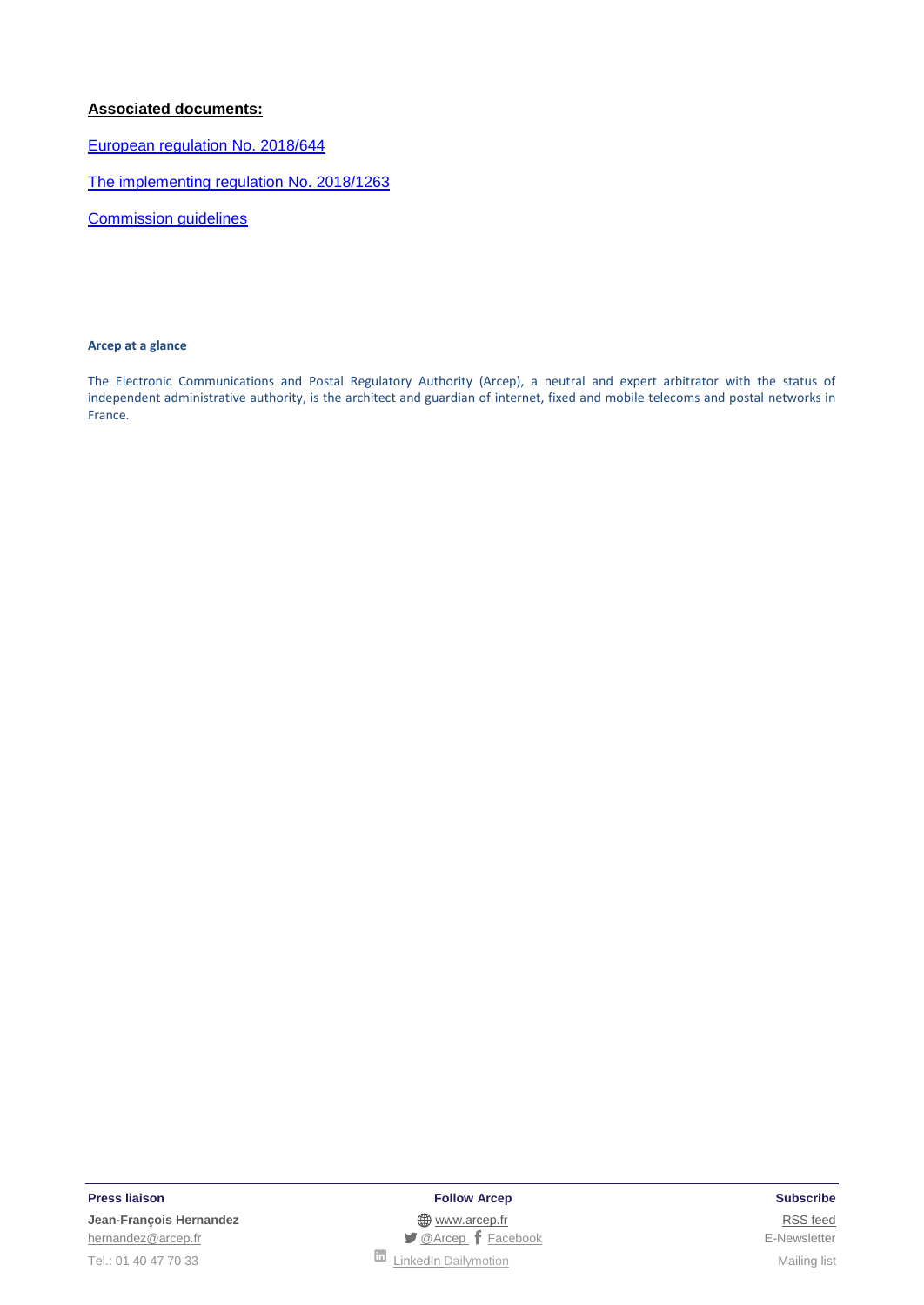**Associated documents:**

European regulation No. 2018/644

The implementing regulation No. 2018/1263

Commission guidelines

**Arcep at a glance**

The Electronic Communications and Postal Regulatory Authority (Arcep), a neutral and expert arbitrator with the status of independent administrative authority, is the architect and guardian of internet, fixed and mobile telecoms and postal networks in France.

**Press liaison**

**Jean-François Hernandez**

hernandez@arcep.fr

Tel.: 01 40 47 70 33

**Follow Arcep**

www.arcep.fr

@Arcep Facebook

LinkedIn Dailymotion

**Subscribe**

RSS feed

E-Newsletter

Mailing list